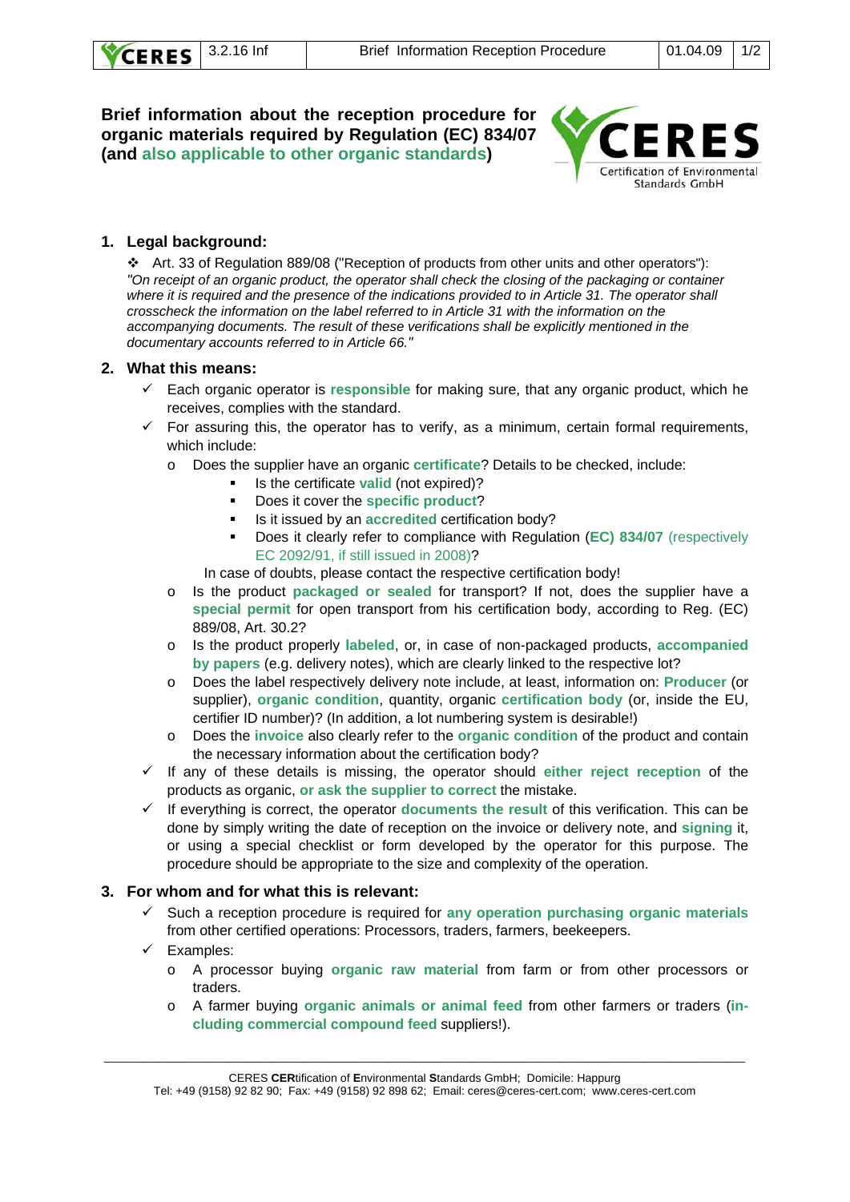**Brief information about the reception procedure for organic materials required by Regulation (EC) 834/07 (and also applicable to other organic standards)**

## 1. Legal background:

❖ Art. 33 of Regulation 889/08 ("Reception of products from other units and other operators"): *"On receipt of an organic product, the operator shall check the closing of the packaging or container where it is required and the presence of the indications provided to in Article 31. The operator shall crosscheck the information on the label referred to in Article 31 with the information on the accompanying documents. The result of these verifications shall be explicitly mentioned in the documentary accounts referred to in Article 66."*

## 2. What this means:

- ✓ Each organic operator is **responsible** for making sure, that any organic product, which he receives, complies with the standard.
- ✓ For assuring this, the operator has to verify, as a minimum, certain formal requirements, which include:
  - o Does the supplier have an organic **certificate**? Details to be checked, include:
    - Is the certificate **valid** (not expired)?
    - Does it cover the **specific product**?
    - Is it issued by an **accredited** certification body?
    - Does it clearly refer to compliance with Regulation (**EC) 834/07** (respectively EC 2092/91, if still issued in 2008)?

    In case of doubts, please contact the respective certification body!
  - o Is the product **packaged or sealed** for transport? If not, does the supplier have a **special permit** for open transport from his certification body, according to Reg. (EC) 889/08, Art. 30.2?
  - o Is the product properly **labeled**, or, in case of non-packaged products, **accompanied by papers** (e.g. delivery notes), which are clearly linked to the respective lot?
  - o Does the label respectively delivery note include, at least, information on: **Producer** (or supplier), **organic condition**, quantity, organic **certification body** (or, inside the EU, certifier ID number)? (In addition, a lot numbering system is desirable!)
  - o Does the **invoice** also clearly refer to the **organic condition** of the product and contain the necessary information about the certification body?
- ✓ If any of these details is missing, the operator should **either reject reception** of the products as organic, **or ask the supplier to correct** the mistake.
- ✓ If everything is correct, the operator **documents the result** of this verification. This can be done by simply writing the date of reception on the invoice or delivery note, and **signing** it, or using a special checklist or form developed by the operator for this purpose. The procedure should be appropriate to the size and complexity of the operation.

## 3. For whom and for what this is relevant:

- ✓ Such a reception procedure is required for **any operation purchasing organic materials** from other certified operations: Processors, traders, farmers, beekeepers.
- ✓ Examples:
  - o A processor buying **organic raw material** from farm or from other processors or traders.
  - o A farmer buying **organic animals or animal feed** from other farmers or traders (**including commercial compound feed** suppliers!).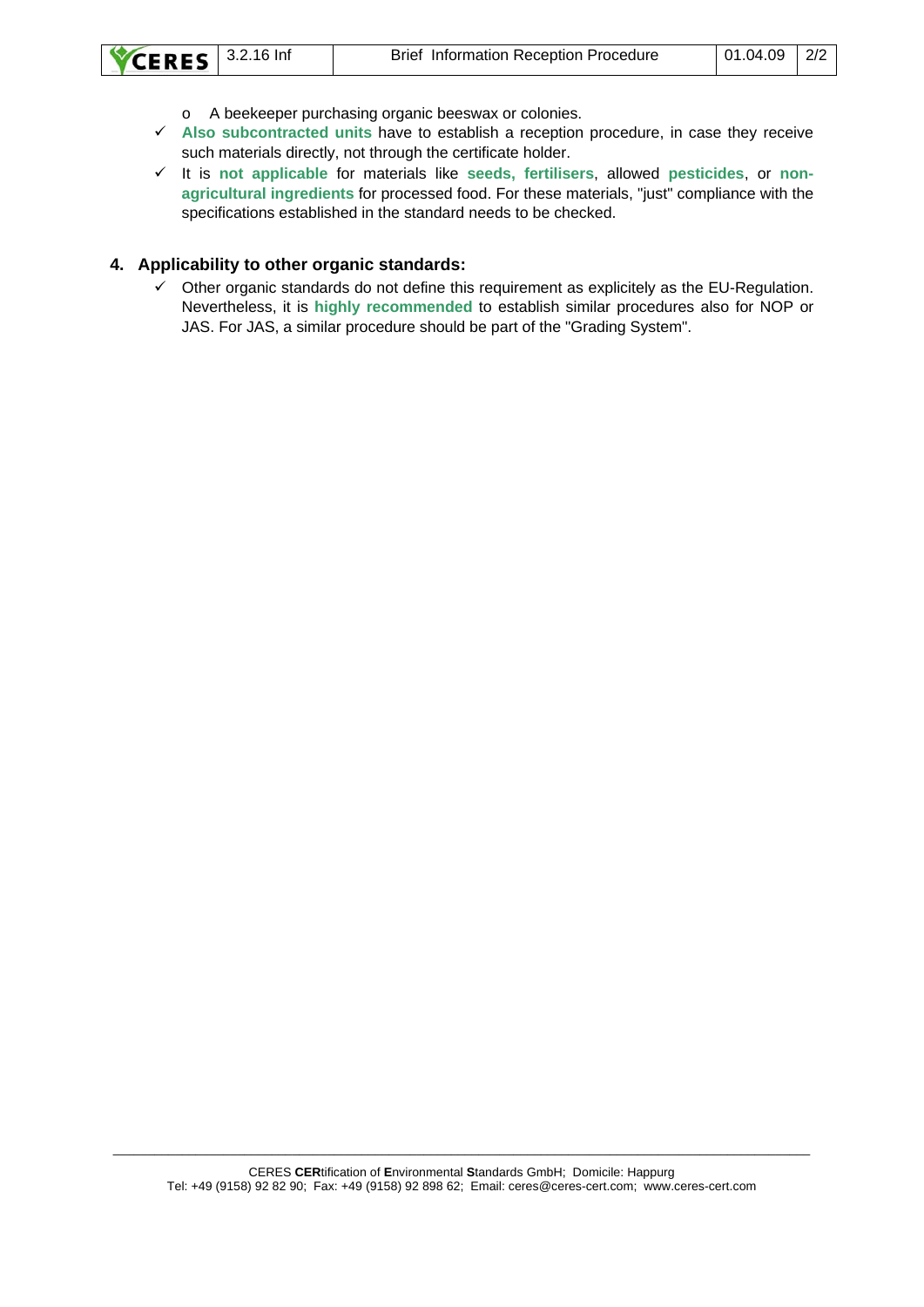- A beekeeper purchasing organic beeswax or colonies.
- ✓ **Also subcontracted units** have to establish a reception procedure, in case they receive such materials directly, not through the certificate holder.
- ✓ It is **not applicable** for materials like **seeds, fertilisers**, allowed **pesticides**, or **non-agricultural ingredients** for processed food. For these materials, "just" compliance with the specifications established in the standard needs to be checked.

## 4. Applicability to other organic standards:

- ✓ Other organic standards do not define this requirement as explicitely as the EU-Regulation. Nevertheless, it is **highly recommended** to establish similar procedures also for NOP or JAS. For JAS, a similar procedure should be part of the "Grading System".